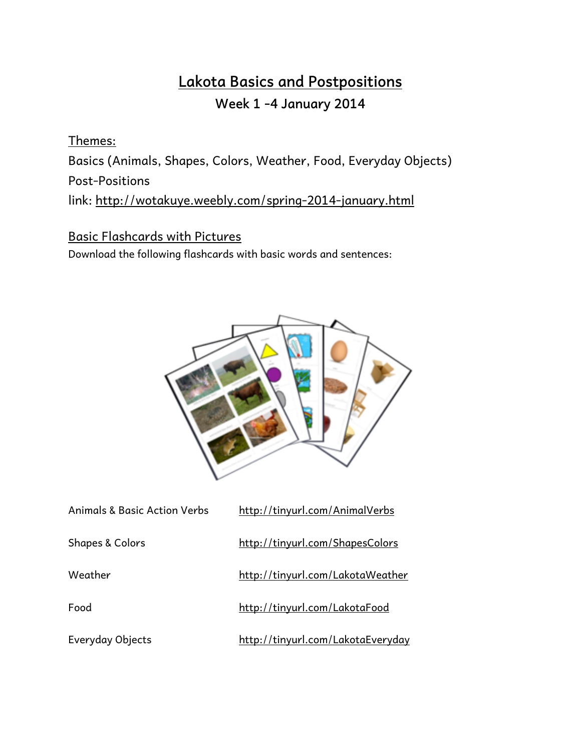# Lakota Basics and Postpositions

## Week 1 -4 January 2014

Themes:

Basics (Animals, Shapes, Colors, Weather, Food, Everyday Objects)

Post-Positions

link: http://wotakuye.weebly.com/spring-2014-january.html

### Basic Flashcards with Pictures

Download the following flashcards with basic words and sentences:

| | |
|---|---|
| Animals & Basic Action Verbs | http://tinyurl.com/AnimalVerbs |
| Shapes & Colors | http://tinyurl.com/ShapesColors |
| Weather | http://tinyurl.com/LakotaWeather |
| Food | http://tinyurl.com/LakotaFood |
| Everyday Objects | http://tinyurl.com/LakotaEveryday |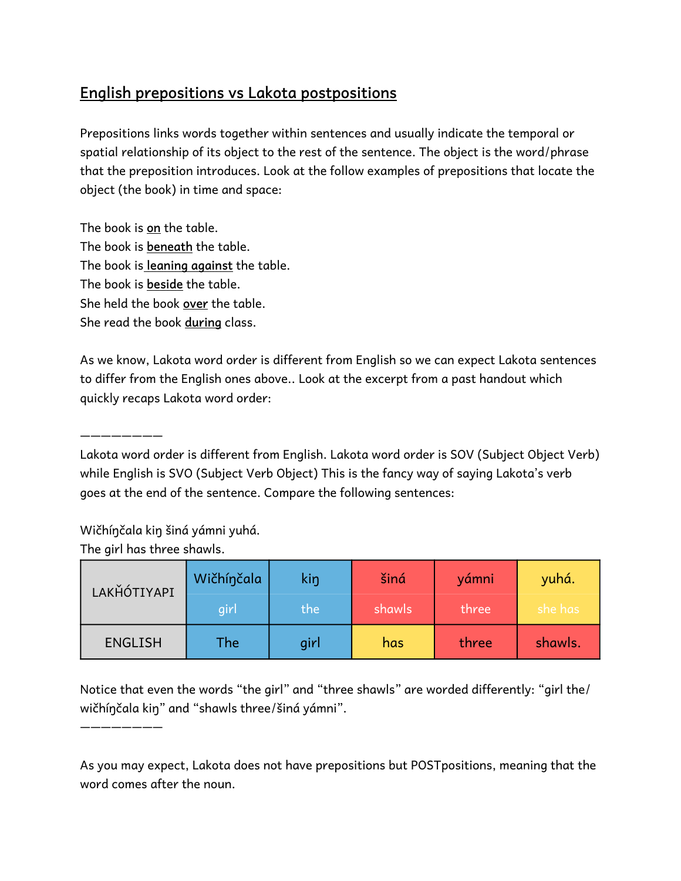## English prepositions vs Lakota postpositions

Prepositions links words together within sentences and usually indicate the temporal or spatial relationship of its object to the rest of the sentence. The object is the word/phrase that the preposition introduces. Look at the follow examples of prepositions that locate the object (the book) in time and space:

The book is <u>on</u> the table.
The book is <u>beneath</u> the table.
The book is <u>leaning against</u> the table.
The book is <u>beside</u> the table.
She held the book <u>over</u> the table.
She read the book <u>during</u> class.

As we know, Lakota word order is different from English so we can expect Lakota sentences to differ from the English ones above.. Look at the excerpt from a past handout which quickly recaps Lakota word order:

—————————

Lakota word order is different from English. Lakota word order is SOV (Subject Object Verb) while English is SVO (Subject Verb Object) This is the fancy way of saying Lakota's verb goes at the end of the sentence. Compare the following sentences:

Wičhíŋčala kiŋ šiná yámni yuhá.
The girl has three shawls.

| LAKȞÓTIYAPI | Wičhíŋčala<br>girl | kiŋ<br>the | šiná<br>shawls | yámni<br>three | yuhá.<br>she has |
|---|---|---|---|---|---|
| ENGLISH | The | girl | has | three | shawls. |

Notice that even the words "the girl" and "three shawls" are worded differently: "girl the/ wičhíŋčala kiŋ" and "shawls three/šiná yámni".

—————————

As you may expect, Lakota does not have prepositions but POSTpositions, meaning that the word comes after the noun.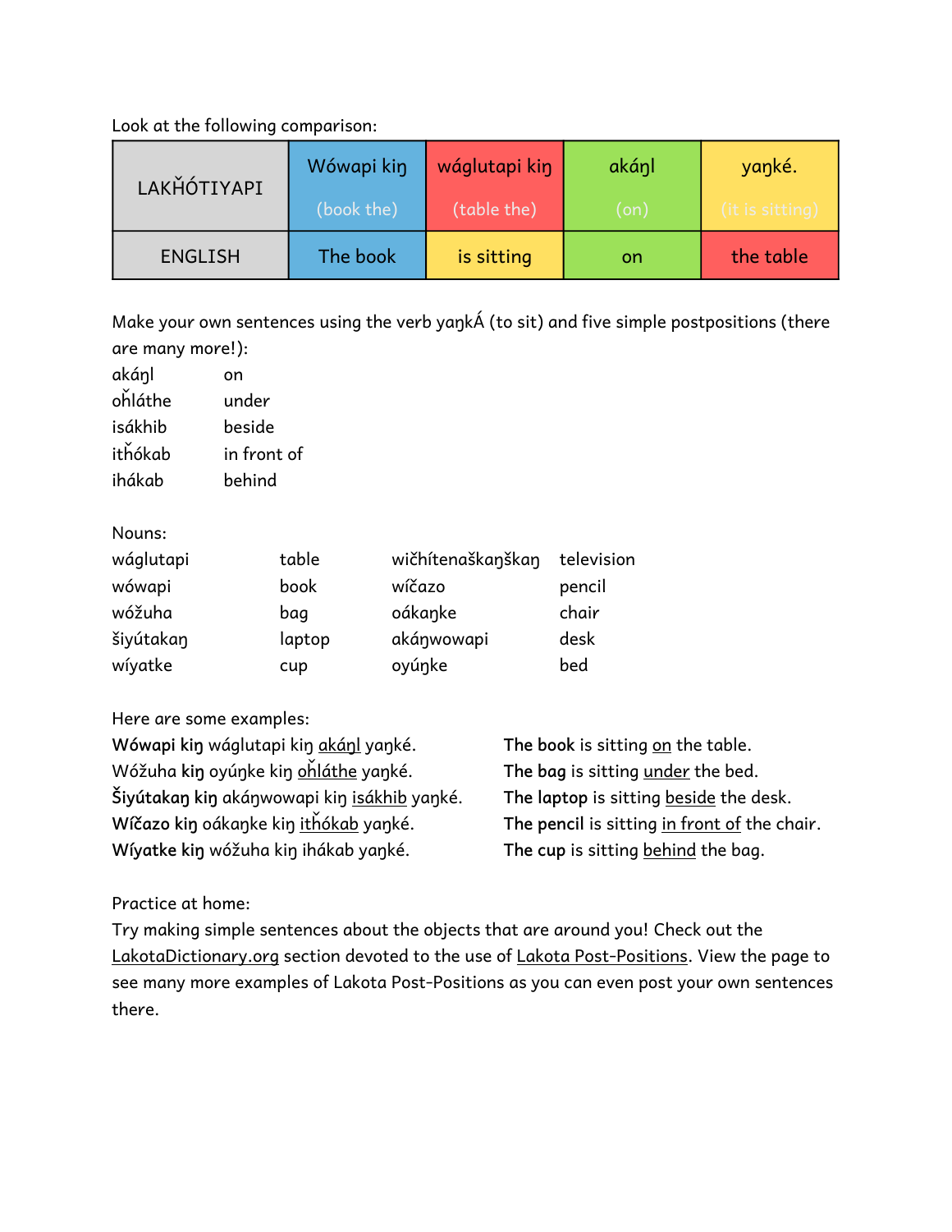Look at the following comparison:

| LAKȞÓTIYAPI | Wówapi kiŋ (book the) | wáglutapi kiŋ (table the) | akáŋl (on) | yaŋké. (it is sitting) |
|---|---|---|---|---|
| ENGLISH | The book | is sitting | on | the table |

Make your own sentences using the verb yaŋkÁ (to sit) and five simple postpositions (there are many more!):

| | |
|---|---|
| akáŋl | on |
| oȟláthe | under |
| isákhib | beside |
| itȟókab | in front of |
| ihákab | behind |

Nouns:

| | | | |
|---|---|---|---|
| wáglutapi | table | wičhítenaškaŋškaŋ | television |
| wówapi | book | wíčazo | pencil |
| wóžuha | bag | oákaŋke | chair |
| šiyútakaŋ | laptop | akáŋwowapi | desk |
| wíyatke | cup | oyúŋke | bed |

Here are some examples:

**Wówapi kiŋ** wáglutapi kiŋ akáŋl yaŋké. — **The book** is sitting on the table.

Wóžuha **kiŋ** oyúŋke kiŋ oȟláthe yaŋké. — **The bag** is sitting under the bed.

**Šiyútakaŋ kiŋ** akáŋwowapi kiŋ isákhib yaŋké. — **The laptop** is sitting beside the desk.

**Wíčazo kiŋ** oákaŋke kiŋ itȟókab yaŋké. — **The pencil** is sitting in front of the chair.

**Wíyatke kiŋ** wóžuha kiŋ ihákab yaŋké. — **The cup** is sitting behind the bag.

Practice at home:

Try making simple sentences about the objects that are around you! Check out the LakotaDictionary.org section devoted to the use of Lakota Post-Positions. View the page to see many more examples of Lakota Post-Positions as you can even post your own sentences there.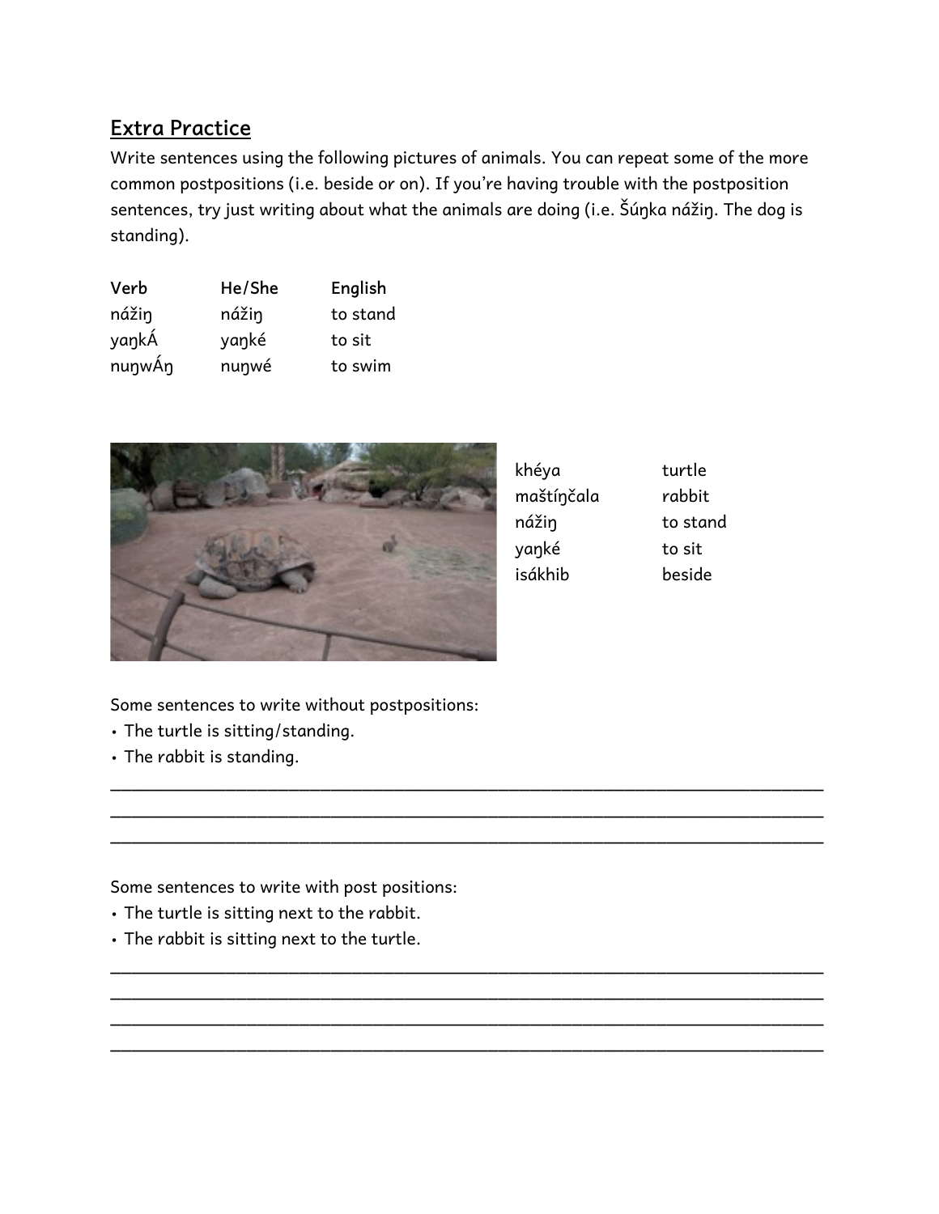## Extra Practice

Write sentences using the following pictures of animals. You can repeat some of the more common postpositions (i.e. beside or on). If you're having trouble with the postposition sentences, try just writing about what the animals are doing (i.e. Šúŋka nážiŋ. The dog is standing).

| Verb | He/She | English |
| --- | --- | --- |
| nážiŋ | nážiŋ | to stand |
| yaŋkÁ | yaŋké | to sit |
| nuŋwÁŋ | nuŋwé | to swim |

| | |
| --- | --- |
| khéya | turtle |
| maštíŋčala | rabbit |
| nážiŋ | to stand |
| yaŋké | to sit |
| isákhib | beside |

Some sentences to write without postpositions:

- The turtle is sitting/standing.
- The rabbit is standing.

\_\_\_\_\_\_\_\_\_\_\_\_\_\_\_\_\_\_\_\_\_\_\_\_\_\_\_\_\_\_\_\_\_\_\_\_\_\_\_\_\_\_\_\_\_\_\_\_\_\_\_\_\_\_\_\_\_\_\_\_\_\_\_\_\_\_\_\_\_\_
\_\_\_\_\_\_\_\_\_\_\_\_\_\_\_\_\_\_\_\_\_\_\_\_\_\_\_\_\_\_\_\_\_\_\_\_\_\_\_\_\_\_\_\_\_\_\_\_\_\_\_\_\_\_\_\_\_\_\_\_\_\_\_\_\_\_\_\_\_\_
\_\_\_\_\_\_\_\_\_\_\_\_\_\_\_\_\_\_\_\_\_\_\_\_\_\_\_\_\_\_\_\_\_\_\_\_\_\_\_\_\_\_\_\_\_\_\_\_\_\_\_\_\_\_\_\_\_\_\_\_\_\_\_\_\_\_\_\_\_\_

Some sentences to write with post positions:

- The turtle is sitting next to the rabbit.
- The rabbit is sitting next to the turtle.

\_\_\_\_\_\_\_\_\_\_\_\_\_\_\_\_\_\_\_\_\_\_\_\_\_\_\_\_\_\_\_\_\_\_\_\_\_\_\_\_\_\_\_\_\_\_\_\_\_\_\_\_\_\_\_\_\_\_\_\_\_\_\_\_\_\_\_\_\_\_
\_\_\_\_\_\_\_\_\_\_\_\_\_\_\_\_\_\_\_\_\_\_\_\_\_\_\_\_\_\_\_\_\_\_\_\_\_\_\_\_\_\_\_\_\_\_\_\_\_\_\_\_\_\_\_\_\_\_\_\_\_\_\_\_\_\_\_\_\_\_
\_\_\_\_\_\_\_\_\_\_\_\_\_\_\_\_\_\_\_\_\_\_\_\_\_\_\_\_\_\_\_\_\_\_\_\_\_\_\_\_\_\_\_\_\_\_\_\_\_\_\_\_\_\_\_\_\_\_\_\_\_\_\_\_\_\_\_\_\_\_
\_\_\_\_\_\_\_\_\_\_\_\_\_\_\_\_\_\_\_\_\_\_\_\_\_\_\_\_\_\_\_\_\_\_\_\_\_\_\_\_\_\_\_\_\_\_\_\_\_\_\_\_\_\_\_\_\_\_\_\_\_\_\_\_\_\_\_\_\_\_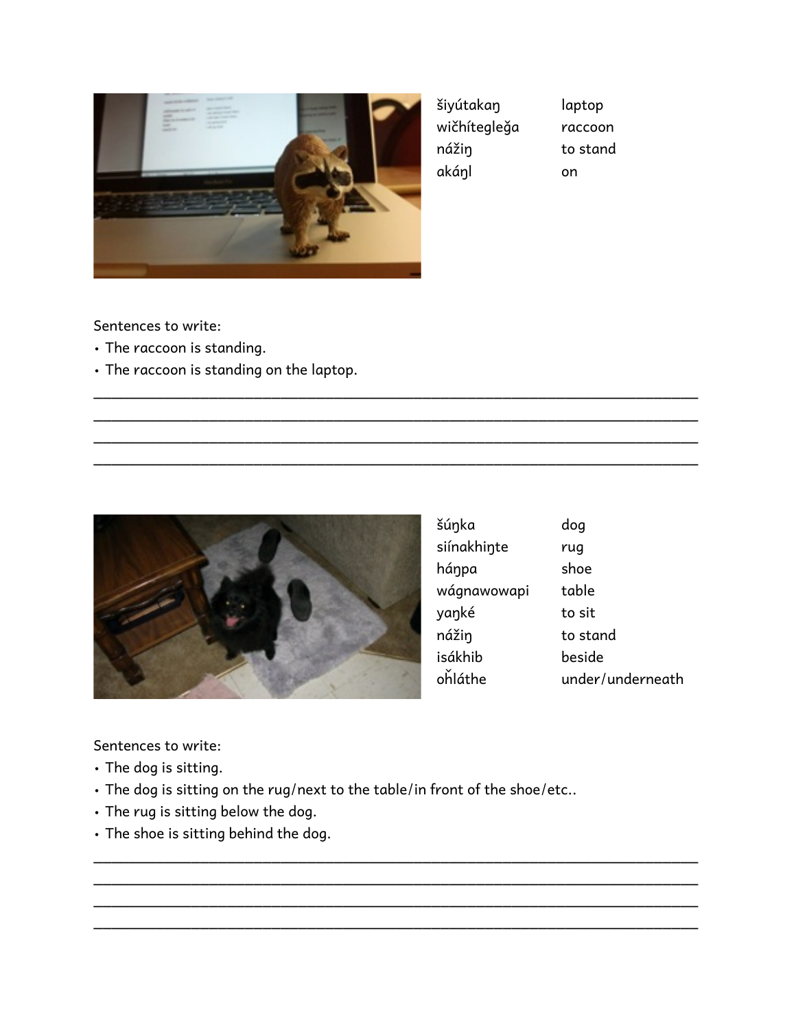| | |
|---|---|
| šiyútakaŋ | laptop |
| wičhítegleğa | raccoon |
| nážiŋ | to stand |
| akáŋl | on |

Sentences to write:

- The raccoon is standing.
- The raccoon is standing on the laptop.

______________________________________________________________________________

______________________________________________________________________________

______________________________________________________________________________

______________________________________________________________________________

| | |
|---|---|
| šúŋka | dog |
| siínakhiŋte | rug |
| háŋpa | shoe |
| wágnawowapi | table |
| yaŋké | to sit |
| nážiŋ | to stand |
| isákhib | beside |
| oȟláthe | under/underneath |

Sentences to write:

- The dog is sitting.
- The dog is sitting on the rug/next to the table/in front of the shoe/etc..
- The rug is sitting below the dog.
- The shoe is sitting behind the dog.

______________________________________________________________________________

______________________________________________________________________________

______________________________________________________________________________

______________________________________________________________________________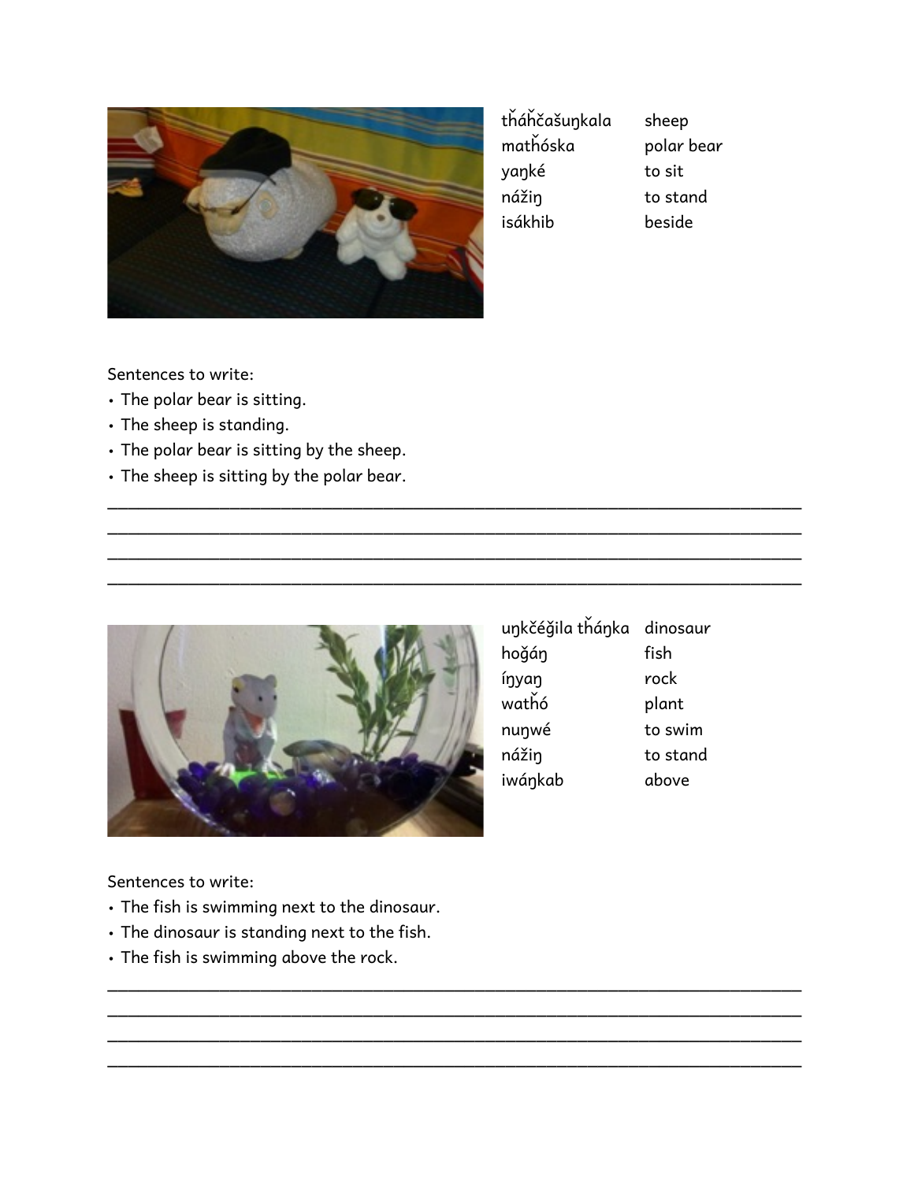| | |
|---|---|
| tȟáȟčašuŋkala | sheep |
| matȟóska | polar bear |
| yaŋké | to sit |
| nážiŋ | to stand |
| isákhib | beside |

Sentences to write:

- The polar bear is sitting.
- The sheep is standing.
- The polar bear is sitting by the sheep.
- The sheep is sitting by the polar bear.

___________________________________________________________________________

___________________________________________________________________________

___________________________________________________________________________

___________________________________________________________________________

| | |
|---|---|
| uŋkčéǧila tȟáŋka | dinosaur |
| hoǧáŋ | fish |
| íŋyaŋ | rock |
| watȟó | plant |
| nuŋwé | to swim |
| nážiŋ | to stand |
| iwáŋkab | above |

Sentences to write:

- The fish is swimming next to the dinosaur.
- The dinosaur is standing next to the fish.
- The fish is swimming above the rock.

___________________________________________________________________________

___________________________________________________________________________

___________________________________________________________________________

___________________________________________________________________________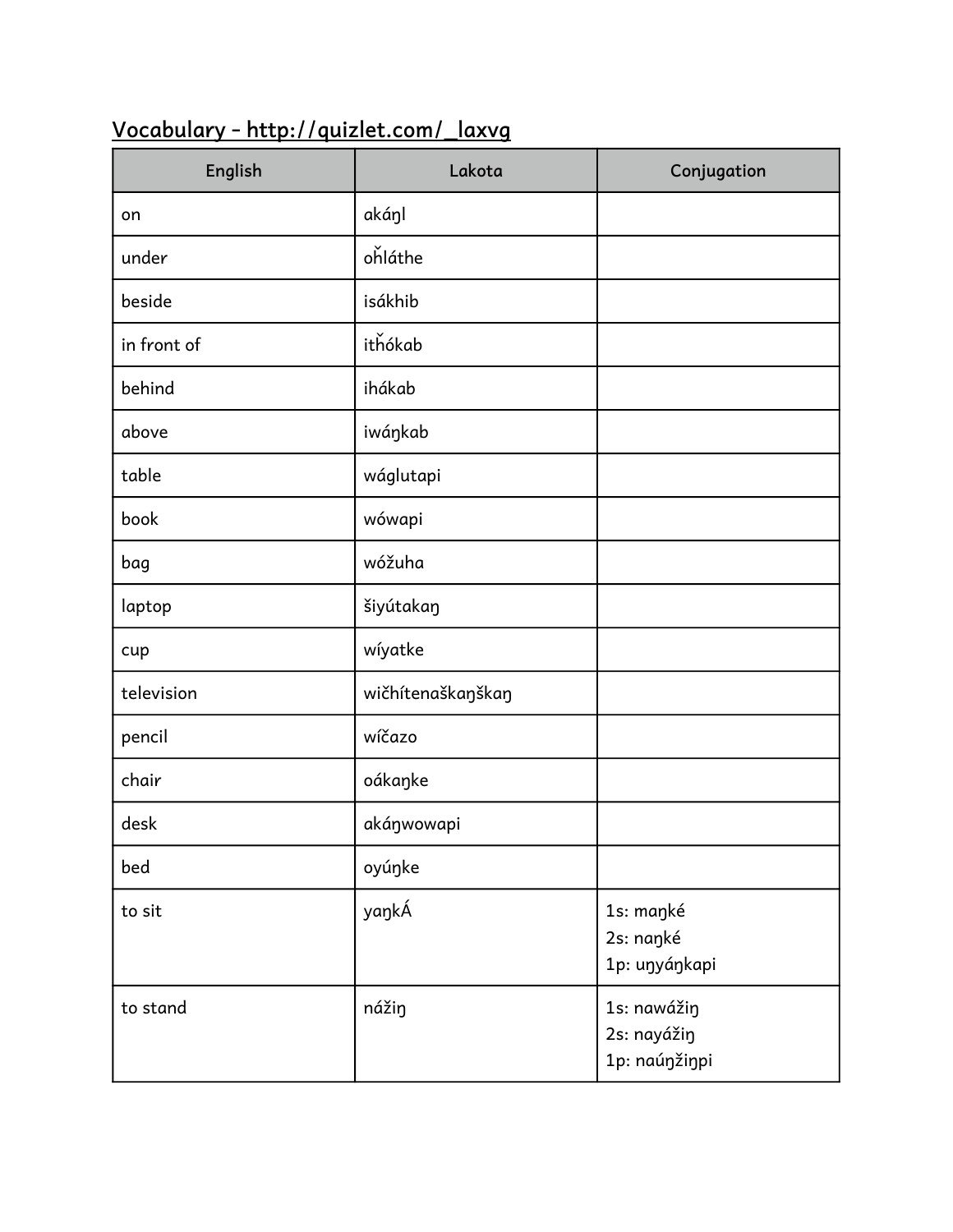## Vocabulary – http://quizlet.com/_laxvg

| English | Lakota | Conjugation |
| --- | --- | --- |
| on | akáŋl | |
| under | oȟláthe | |
| beside | isákhib | |
| in front of | itȟókab | |
| behind | ihákab | |
| above | iwáŋkab | |
| table | wáglutapi | |
| book | wówapi | |
| bag | wóžuha | |
| laptop | šiyútakaŋ | |
| cup | wíyatke | |
| television | wičhítenaškaŋškaŋ | |
| pencil | wíčazo | |
| chair | oákaŋke | |
| desk | akáŋwowapi | |
| bed | oyúŋke | |
| to sit | yaŋKÁ | 1s: maŋké<br>2s: naŋké<br>1p: uŋyáŋkapi |
| to stand | nážiŋ | 1s: nawážiŋ<br>2s: nayážiŋ<br>1p: naúŋžiŋpi |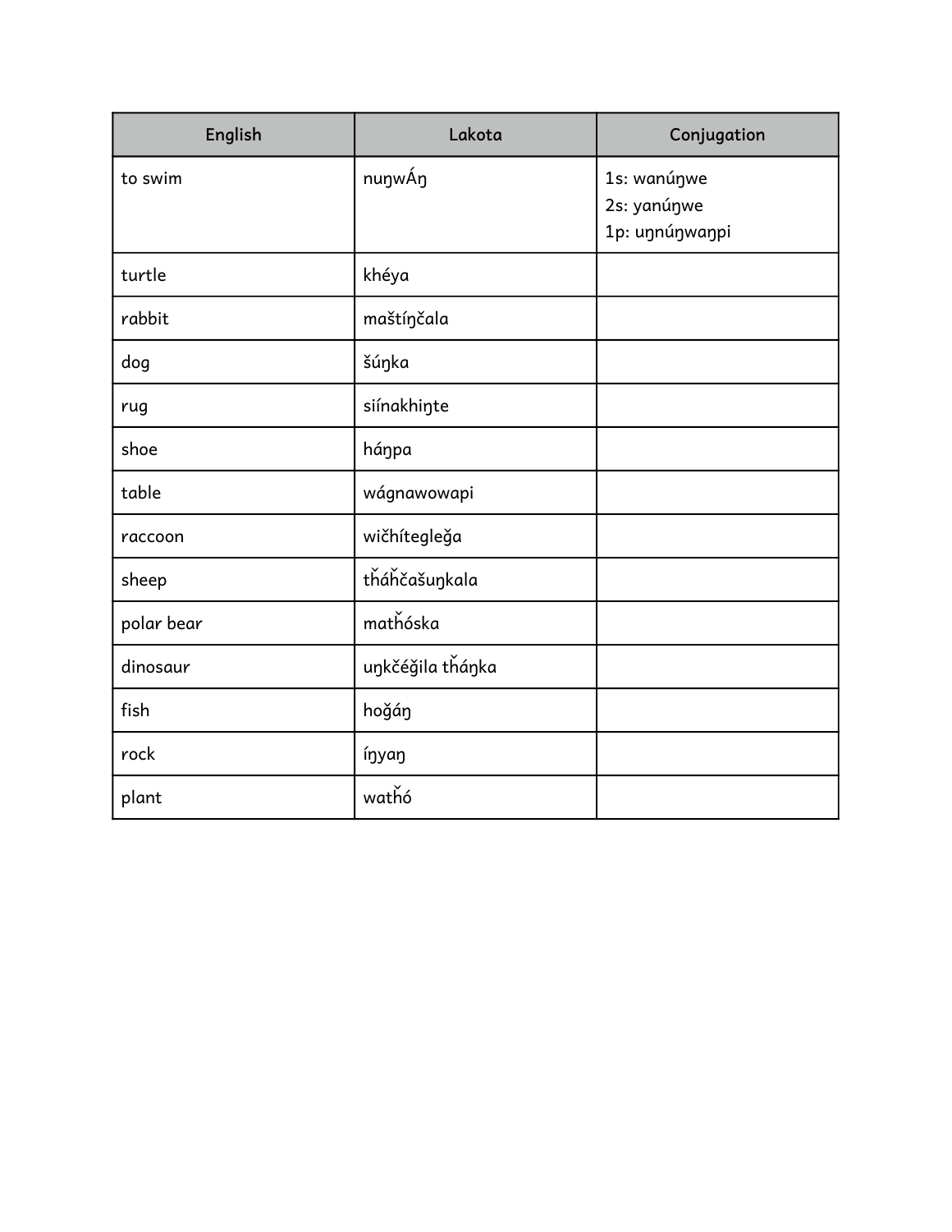| English | Lakota | Conjugation |
| --- | --- | --- |
| to swim | nuŋwÁŋ | 1s: wanúŋwe<br>2s: yanúŋwe<br>1p: uŋnúŋwaŋpi |
| turtle | khéya | |
| rabbit | maštíŋčala | |
| dog | šúŋka | |
| rug | siínakhiŋte | |
| shoe | háŋpa | |
| table | wágnawowapi | |
| raccoon | wičhítegleğa | |
| sheep | tȟáȟčašuŋkala | |
| polar bear | matȟóska | |
| dinosaur | uŋkčéğila tȟáŋka | |
| fish | hoğáŋ | |
| rock | íŋyaŋ | |
| plant | watȟó | |